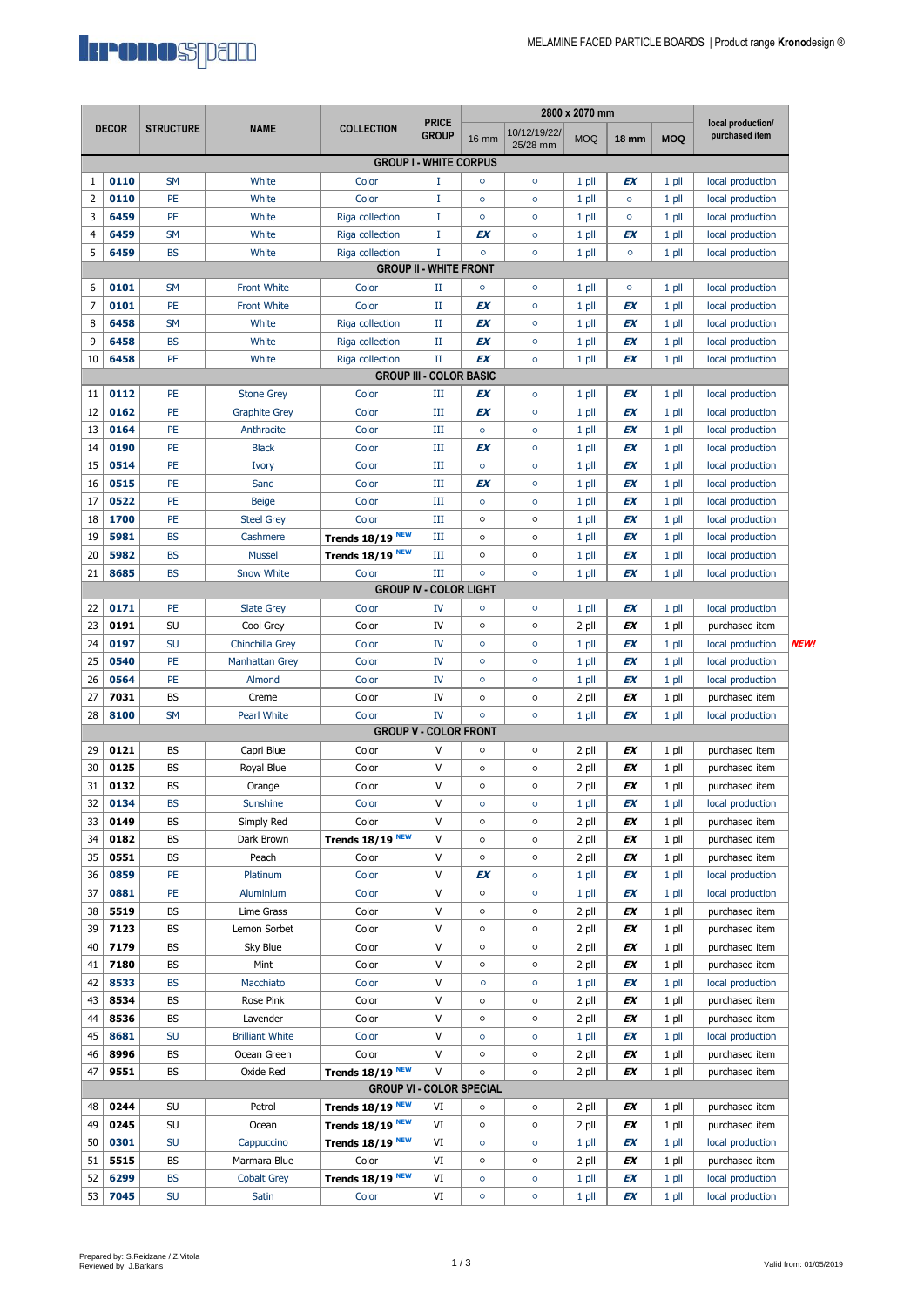MELAMINE FACED PARTICLE BOARDS | Product range **Krono**design ®

| # | DECOR | STRUCTURE | NAME | COLLECTION | PRICE GROUP | 2800 x 2070 mm 16 mm | 10/12/19/22/ 25/28 mm | MOQ | 18 mm | MOQ | local production/ purchased item | |
|---|---|---|---|---|---|---|---|---|---|---|---|---|
| **GROUP I - WHITE CORPUS** | | | | | | | | | | | | |
| 1 | **0110** | SM | White | Color | I | ○ | ○ | 1 pll | ***EX*** | 1 pll | local production | |
| 2 | **0110** | PE | White | Color | I | ○ | ○ | 1 pll | ○ | 1 pll | local production | |
| 3 | **6459** | PE | White | Riga collection | I | ○ | ○ | 1 pll | ○ | 1 pll | local production | |
| 4 | **6459** | SM | White | Riga collection | I | ***EX*** | ○ | 1 pll | ***EX*** | 1 pll | local production | |
| 5 | **6459** | BS | White | Riga collection | I | ○ | ○ | 1 pll | ○ | 1 pll | local production | |
| **GROUP II - WHITE FRONT** | | | | | | | | | | | | |
| 6 | **0101** | SM | Front White | Color | II | ○ | ○ | 1 pll | ○ | 1 pll | local production | |
| 7 | **0101** | PE | Front White | Color | II | ***EX*** | ○ | 1 pll | ***EX*** | 1 pll | local production | |
| 8 | **6458** | SM | White | Riga collection | II | ***EX*** | ○ | 1 pll | ***EX*** | 1 pll | local production | |
| 9 | **6458** | BS | White | Riga collection | II | ***EX*** | ○ | 1 pll | ***EX*** | 1 pll | local production | |
| 10 | **6458** | PE | White | Riga collection | II | ***EX*** | ○ | 1 pll | ***EX*** | 1 pll | local production | |
| **GROUP III - COLOR BASIC** | | | | | | | | | | | | |
| 11 | **0112** | PE | Stone Grey | Color | III | ***EX*** | ○ | 1 pll | ***EX*** | 1 pll | local production | |
| 12 | **0162** | PE | Graphite Grey | Color | III | ***EX*** | ○ | 1 pll | ***EX*** | 1 pll | local production | |
| 13 | **0164** | PE | Anthracite | Color | III | ○ | ○ | 1 pll | ***EX*** | 1 pll | local production | |
| 14 | **0190** | PE | Black | Color | III | ***EX*** | ○ | 1 pll | ***EX*** | 1 pll | local production | |
| 15 | **0514** | PE | Ivory | Color | III | ○ | ○ | 1 pll | ***EX*** | 1 pll | local production | |
| 16 | **0515** | PE | Sand | Color | III | ***EX*** | ○ | 1 pll | ***EX*** | 1 pll | local production | |
| 17 | **0522** | PE | Beige | Color | III | ○ | ○ | 1 pll | ***EX*** | 1 pll | local production | |
| 18 | **1700** | PE | Steel Grey | Color | III | ○ | ○ | 1 pll | ***EX*** | 1 pll | local production | |
| 19 | **5981** | BS | Cashmere | **Trends 18/19** NEW | III | ○ | ○ | 1 pll | ***EX*** | 1 pll | local production | |
| 20 | **5982** | BS | Mussel | **Trends 18/19** NEW | III | ○ | ○ | 1 pll | ***EX*** | 1 pll | local production | |
| 21 | **8685** | BS | Snow White | Color | III | ○ | ○ | 1 pll | ***EX*** | 1 pll | local production | |
| **GROUP IV - COLOR LIGHT** | | | | | | | | | | | | |
| 22 | **0171** | PE | Slate Grey | Color | IV | ○ | ○ | 1 pll | ***EX*** | 1 pll | local production | |
| 23 | **0191** | SU | Cool Grey | Color | IV | ○ | ○ | 2 pll | ***EX*** | 1 pll | purchased item | |
| 24 | **0197** | SU | Chinchilla Grey | Color | IV | ○ | ○ | 1 pll | ***EX*** | 1 pll | local production | ***NEW!*** |
| 25 | **0540** | PE | Manhattan Grey | Color | IV | ○ | ○ | 1 pll | ***EX*** | 1 pll | local production | |
| 26 | **0564** | PE | Almond | Color | IV | ○ | ○ | 1 pll | ***EX*** | 1 pll | local production | |
| 27 | **7031** | BS | Creme | Color | IV | ○ | ○ | 2 pll | ***EX*** | 1 pll | purchased item | |
| 28 | **8100** | SM | Pearl White | Color | IV | ○ | ○ | 1 pll | ***EX*** | 1 pll | local production | |
| **GROUP V - COLOR FRONT** | | | | | | | | | | | | |
| 29 | **0121** | BS | Capri Blue | Color | V | ○ | ○ | 2 pll | ***EX*** | 1 pll | purchased item | |
| 30 | **0125** | BS | Royal Blue | Color | V | ○ | ○ | 2 pll | ***EX*** | 1 pll | purchased item | |
| 31 | **0132** | BS | Orange | Color | V | ○ | ○ | 2 pll | ***EX*** | 1 pll | purchased item | |
| 32 | **0134** | BS | Sunshine | Color | V | ○ | ○ | 1 pll | ***EX*** | 1 pll | local production | |
| 33 | **0149** | BS | Simply Red | Color | V | ○ | ○ | 2 pll | ***EX*** | 1 pll | purchased item | |
| 34 | **0182** | BS | Dark Brown | **Trends 18/19** NEW | V | ○ | ○ | 2 pll | ***EX*** | 1 pll | purchased item | |
| 35 | **0551** | BS | Peach | Color | V | ○ | ○ | 2 pll | ***EX*** | 1 pll | purchased item | |
| 36 | **0859** | PE | Platinum | Color | V | ***EX*** | ○ | 1 pll | ***EX*** | 1 pll | local production | |
| 37 | **0881** | PE | Aluminium | Color | V | ○ | ○ | 1 pll | ***EX*** | 1 pll | local production | |
| 38 | **5519** | BS | Lime Grass | Color | V | ○ | ○ | 2 pll | ***EX*** | 1 pll | purchased item | |
| 39 | **7123** | BS | Lemon Sorbet | Color | V | ○ | ○ | 2 pll | ***EX*** | 1 pll | purchased item | |
| 40 | **7179** | BS | Sky Blue | Color | V | ○ | ○ | 2 pll | ***EX*** | 1 pll | purchased item | |
| 41 | **7180** | BS | Mint | Color | V | ○ | ○ | 2 pll | ***EX*** | 1 pll | purchased item | |
| 42 | **8533** | BS | Macchiato | Color | V | ○ | ○ | 1 pll | ***EX*** | 1 pll | local production | |
| 43 | **8534** | BS | Rose Pink | Color | V | ○ | ○ | 2 pll | ***EX*** | 1 pll | purchased item | |
| 44 | **8536** | BS | Lavender | Color | V | ○ | ○ | 2 pll | ***EX*** | 1 pll | purchased item | |
| 45 | **8681** | SU | Brilliant White | Color | V | ○ | ○ | 1 pll | ***EX*** | 1 pll | local production | |
| 46 | **8996** | BS | Ocean Green | Color | V | ○ | ○ | 2 pll | ***EX*** | 1 pll | purchased item | |
| 47 | **9551** | BS | Oxide Red | **Trends 18/19** NEW | V | ○ | ○ | 2 pll | ***EX*** | 1 pll | purchased item | |
| **GROUP VI - COLOR SPECIAL** | | | | | | | | | | | | |
| 48 | **0244** | SU | Petrol | **Trends 18/19** NEW | VI | ○ | ○ | 2 pll | ***EX*** | 1 pll | purchased item | |
| 49 | **0245** | SU | Ocean | **Trends 18/19** NEW | VI | ○ | ○ | 2 pll | ***EX*** | 1 pll | purchased item | |
| 50 | **0301** | SU | Cappuccino | **Trends 18/19** NEW | VI | ○ | ○ | 1 pll | ***EX*** | 1 pll | local production | |
| 51 | **5515** | BS | Marmara Blue | Color | VI | ○ | ○ | 2 pll | ***EX*** | 1 pll | purchased item | |
| 52 | **6299** | BS | Cobalt Grey | **Trends 18/19** NEW | VI | ○ | ○ | 1 pll | ***EX*** | 1 pll | local production | |
| 53 | **7045** | SU | Satin | Color | VI | ○ | ○ | 1 pll | ***EX*** | 1 pll | local production | |

Prepared by: S.Reidzane / Z.Vitola
Reviewed by: J.Barkans

Valid from: 01/05/2019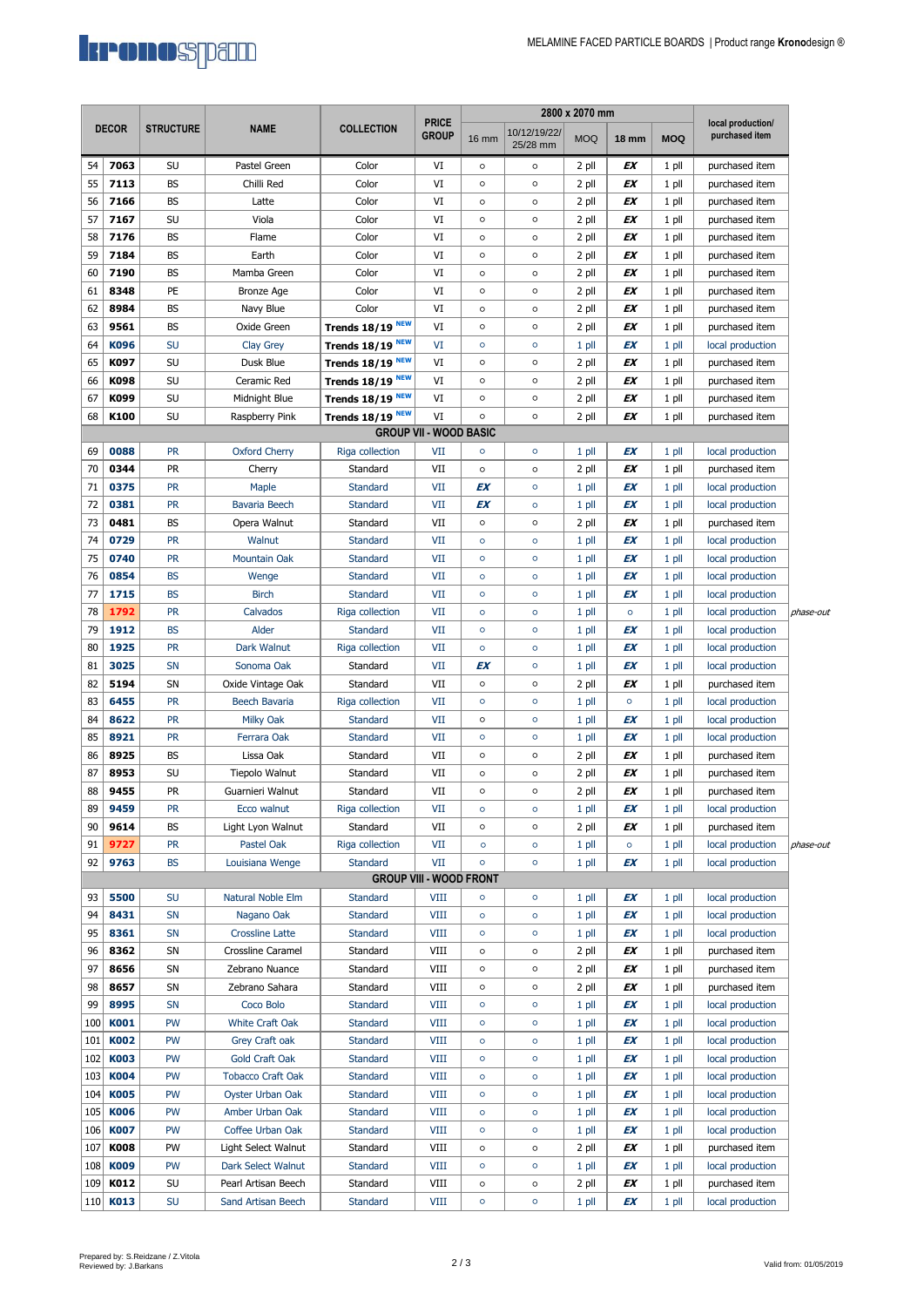MELAMINE FACED PARTICLE BOARDS | Product range **Krono**design ®

| | DECOR | STRUCTURE | NAME | COLLECTION | PRICE GROUP | 2800 x 2070 mm | | | | | local production/ purchased item | |
|---|---|---|---|---|---|---|---|---|---|---|---|---|
| | | | | | | 16 mm | 10/12/19/22/ 25/28 mm | MOQ | 18 mm | MOQ | | |
| 54 | **7063** | SU | Pastel Green | Color | VI | ○ | ○ | 2 pll | ***EX*** | 1 pll | purchased item | |
| 55 | **7113** | BS | Chilli Red | Color | VI | ○ | ○ | 2 pll | ***EX*** | 1 pll | purchased item | |
| 56 | **7166** | BS | Latte | Color | VI | ○ | ○ | 2 pll | ***EX*** | 1 pll | purchased item | |
| 57 | **7167** | SU | Viola | Color | VI | ○ | ○ | 2 pll | ***EX*** | 1 pll | purchased item | |
| 58 | **7176** | BS | Flame | Color | VI | ○ | ○ | 2 pll | ***EX*** | 1 pll | purchased item | |
| 59 | **7184** | BS | Earth | Color | VI | ○ | ○ | 2 pll | ***EX*** | 1 pll | purchased item | |
| 60 | **7190** | BS | Mamba Green | Color | VI | ○ | ○ | 2 pll | ***EX*** | 1 pll | purchased item | |
| 61 | **8348** | PE | Bronze Age | Color | VI | ○ | ○ | 2 pll | ***EX*** | 1 pll | purchased item | |
| 62 | **8984** | BS | Navy Blue | Color | VI | ○ | ○ | 2 pll | ***EX*** | 1 pll | purchased item | |
| 63 | **9561** | BS | Oxide Green | **Trends 18/19** NEW | VI | ○ | ○ | 2 pll | ***EX*** | 1 pll | purchased item | |
| 64 | **K096** | SU | Clay Grey | **Trends 18/19** NEW | VI | ○ | ○ | 1 pll | ***EX*** | 1 pll | local production | |
| 65 | **K097** | SU | Dusk Blue | **Trends 18/19** NEW | VI | ○ | ○ | 2 pll | ***EX*** | 1 pll | purchased item | |
| 66 | **K098** | SU | Ceramic Red | **Trends 18/19** NEW | VI | ○ | ○ | 2 pll | ***EX*** | 1 pll | purchased item | |
| 67 | **K099** | SU | Midnight Blue | **Trends 18/19** NEW | VI | ○ | ○ | 2 pll | ***EX*** | 1 pll | purchased item | |
| 68 | **K100** | SU | Raspberry Pink | **Trends 18/19** NEW | VI | ○ | ○ | 2 pll | ***EX*** | 1 pll | purchased item | |
| | | | | **GROUP VII - WOOD BASIC** | | | | | | | | |
| 69 | **0088** | PR | Oxford Cherry | Riga collection | VII | ○ | ○ | 1 pll | ***EX*** | 1 pll | local production | |
| 70 | **0344** | PR | Cherry | Standard | VII | ○ | ○ | 2 pll | ***EX*** | 1 pll | purchased item | |
| 71 | **0375** | PR | Maple | Standard | VII | ***EX*** | ○ | 1 pll | ***EX*** | 1 pll | local production | |
| 72 | **0381** | PR | Bavaria Beech | Standard | VII | ***EX*** | ○ | 1 pll | ***EX*** | 1 pll | local production | |
| 73 | **0481** | BS | Opera Walnut | Standard | VII | ○ | ○ | 2 pll | ***EX*** | 1 pll | purchased item | |
| 74 | **0729** | PR | Walnut | Standard | VII | ○ | ○ | 1 pll | ***EX*** | 1 pll | local production | |
| 75 | **0740** | PR | Mountain Oak | Standard | VII | ○ | ○ | 1 pll | ***EX*** | 1 pll | local production | |
| 76 | **0854** | BS | Wenge | Standard | VII | ○ | ○ | 1 pll | ***EX*** | 1 pll | local production | |
| 77 | **1715** | BS | Birch | Standard | VII | ○ | ○ | 1 pll | ***EX*** | 1 pll | local production | |
| 78 | **1792** | PR | Calvados | Riga collection | VII | ○ | ○ | 1 pll | ○ | 1 pll | local production | *phase-out* |
| 79 | **1912** | BS | Alder | Standard | VII | ○ | ○ | 1 pll | ***EX*** | 1 pll | local production | |
| 80 | **1925** | PR | Dark Walnut | Riga collection | VII | ○ | ○ | 1 pll | ***EX*** | 1 pll | local production | |
| 81 | **3025** | SN | Sonoma Oak | Standard | VII | ***EX*** | ○ | 1 pll | ***EX*** | 1 pll | local production | |
| 82 | **5194** | SN | Oxide Vintage Oak | Standard | VII | ○ | ○ | 2 pll | ***EX*** | 1 pll | purchased item | |
| 83 | **6455** | PR | Beech Bavaria | Riga collection | VII | ○ | ○ | 1 pll | ○ | 1 pll | local production | |
| 84 | **8622** | PR | Milky Oak | Standard | VII | ○ | ○ | 1 pll | ***EX*** | 1 pll | local production | |
| 85 | **8921** | PR | Ferrara Oak | Standard | VII | ○ | ○ | 1 pll | ***EX*** | 1 pll | local production | |
| 86 | **8925** | BS | Lissa Oak | Standard | VII | ○ | ○ | 2 pll | ***EX*** | 1 pll | purchased item | |
| 87 | **8953** | SU | Tiepolo Walnut | Standard | VII | ○ | ○ | 2 pll | ***EX*** | 1 pll | purchased item | |
| 88 | **9455** | PR | Guarnieri Walnut | Standard | VII | ○ | ○ | 2 pll | ***EX*** | 1 pll | purchased item | |
| 89 | **9459** | PR | Ecco walnut | Riga collection | VII | ○ | ○ | 1 pll | ***EX*** | 1 pll | local production | |
| 90 | **9614** | BS | Light Lyon Walnut | Standard | VII | ○ | ○ | 2 pll | ***EX*** | 1 pll | purchased item | |
| 91 | **9727** | PR | Pastel Oak | Riga collection | VII | ○ | ○ | 1 pll | ○ | 1 pll | local production | *phase-out* |
| 92 | **9763** | BS | Louisiana Wenge | Standard | VII | ○ | ○ | 1 pll | ***EX*** | 1 pll | local production | |
| | | | | **GROUP VIII - WOOD FRONT** | | | | | | | | |
| 93 | **5500** | SU | Natural Noble Elm | Standard | VIII | ○ | ○ | 1 pll | ***EX*** | 1 pll | local production | |
| 94 | **8431** | SN | Nagano Oak | Standard | VIII | ○ | ○ | 1 pll | ***EX*** | 1 pll | local production | |
| 95 | **8361** | SN | Crossline Latte | Standard | VIII | ○ | ○ | 1 pll | ***EX*** | 1 pll | local production | |
| 96 | **8362** | SN | Crossline Caramel | Standard | VIII | ○ | ○ | 2 pll | ***EX*** | 1 pll | purchased item | |
| 97 | **8656** | SN | Zebrano Nuance | Standard | VIII | ○ | ○ | 2 pll | ***EX*** | 1 pll | purchased item | |
| 98 | **8657** | SN | Zebrano Sahara | Standard | VIII | ○ | ○ | 2 pll | ***EX*** | 1 pll | purchased item | |
| 99 | **8995** | SN | Coco Bolo | Standard | VIII | ○ | ○ | 1 pll | ***EX*** | 1 pll | local production | |
| 100 | **K001** | PW | White Craft Oak | Standard | VIII | ○ | ○ | 1 pll | ***EX*** | 1 pll | local production | |
| 101 | **K002** | PW | Grey Craft oak | Standard | VIII | ○ | ○ | 1 pll | ***EX*** | 1 pll | local production | |
| 102 | **K003** | PW | Gold Craft Oak | Standard | VIII | ○ | ○ | 1 pll | ***EX*** | 1 pll | local production | |
| 103 | **K004** | PW | Tobacco Craft Oak | Standard | VIII | ○ | ○ | 1 pll | ***EX*** | 1 pll | local production | |
| 104 | **K005** | PW | Oyster Urban Oak | Standard | VIII | ○ | ○ | 1 pll | ***EX*** | 1 pll | local production | |
| 105 | **K006** | PW | Amber Urban Oak | Standard | VIII | ○ | ○ | 1 pll | ***EX*** | 1 pll | local production | |
| 106 | **K007** | PW | Coffee Urban Oak | Standard | VIII | ○ | ○ | 1 pll | ***EX*** | 1 pll | local production | |
| 107 | **K008** | PW | Light Select Walnut | Standard | VIII | ○ | ○ | 2 pll | ***EX*** | 1 pll | purchased item | |
| 108 | **K009** | PW | Dark Select Walnut | Standard | VIII | ○ | ○ | 1 pll | ***EX*** | 1 pll | local production | |
| 109 | **K012** | SU | Pearl Artisan Beech | Standard | VIII | ○ | ○ | 2 pll | ***EX*** | 1 pll | purchased item | |
| 110 | **K013** | SU | Sand Artisan Beech | Standard | VIII | ○ | ○ | 1 pll | ***EX*** | 1 pll | local production | |

Prepared by: S.Reidzane / Z.Vitola
Reviewed by: J.Barkans

Valid from: 01/05/2019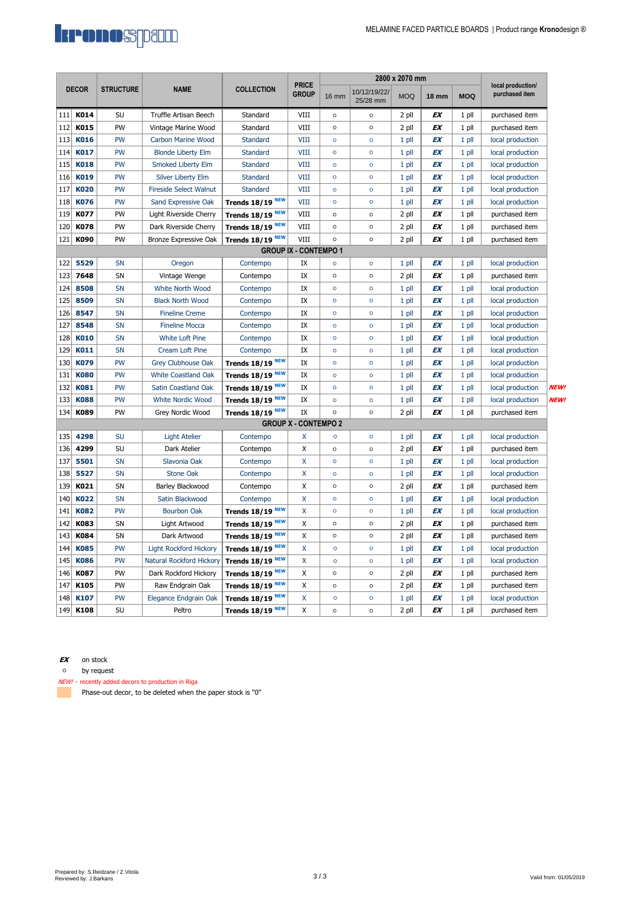MELAMINE FACED PARTICLE BOARDS | Product range **Krono**design ®

| | DECOR | STRUCTURE | NAME | COLLECTION | PRICE GROUP | 2800 x 2070 mm | | | | | local production/ purchased item | |
|---|---|---|---|---|---|---|---|---|---|---|---|---|
| | | | | | | 16 mm | 10/12/19/22/ 25/28 mm | MOQ | 18 mm | MOQ | | |
| 111 | **K014** | SU | Truffle Artisan Beech | Standard | VIII | ○ | ○ | 2 pll | ***EX*** | 1 pll | purchased item | |
| 112 | **K015** | PW | Vintage Marine Wood | Standard | VIII | ○ | ○ | 2 pll | ***EX*** | 1 pll | purchased item | |
| 113 | **K016** | PW | Carbon Marine Wood | Standard | VIII | ○ | ○ | 1 pll | ***EX*** | 1 pll | local production | |
| 114 | **K017** | PW | Blonde Liberty Elm | Standard | VIII | ○ | ○ | 1 pll | ***EX*** | 1 pll | local production | |
| 115 | **K018** | PW | Smoked Liberty Elm | Standard | VIII | ○ | ○ | 1 pll | ***EX*** | 1 pll | local production | |
| 116 | **K019** | PW | Silver Liberty Elm | Standard | VIII | ○ | ○ | 1 pll | ***EX*** | 1 pll | local production | |
| 117 | **K020** | PW | Fireside Select Walnut | Standard | VIII | ○ | ○ | 1 pll | ***EX*** | 1 pll | local production | |
| 118 | **K076** | PW | Sand Expressive Oak | **Trends 18/19** NEW | VIII | ○ | ○ | 1 pll | ***EX*** | 1 pll | local production | |
| 119 | **K077** | PW | Light Riverside Cherry | **Trends 18/19** NEW | VIII | ○ | ○ | 2 pll | ***EX*** | 1 pll | purchased item | |
| 120 | **K078** | PW | Dark Riverside Cherry | **Trends 18/19** NEW | VIII | ○ | ○ | 2 pll | ***EX*** | 1 pll | purchased item | |
| 121 | **K090** | PW | Bronze Expressive Oak | **Trends 18/19** NEW | VIII | ○ | ○ | 2 pll | ***EX*** | 1 pll | purchased item | |
| | | | | **GROUP IX - CONTEMPO 1** | | | | | | | | |
| 122 | **5529** | SN | Oregon | Contempo | IX | ○ | ○ | 1 pll | ***EX*** | 1 pll | local production | |
| 123 | **7648** | SN | Vintage Wenge | Contempo | IX | ○ | ○ | 2 pll | ***EX*** | 1 pll | purchased item | |
| 124 | **8508** | SN | White North Wood | Contempo | IX | ○ | ○ | 1 pll | ***EX*** | 1 pll | local production | |
| 125 | **8509** | SN | Black North Wood | Contempo | IX | ○ | ○ | 1 pll | ***EX*** | 1 pll | local production | |
| 126 | **8547** | SN | Fineline Creme | Contempo | IX | ○ | ○ | 1 pll | ***EX*** | 1 pll | local production | |
| 127 | **8548** | SN | Fineline Mocca | Contempo | IX | ○ | ○ | 1 pll | ***EX*** | 1 pll | local production | |
| 128 | **K010** | SN | White Loft Pine | Contempo | IX | ○ | ○ | 1 pll | ***EX*** | 1 pll | local production | |
| 129 | **K011** | SN | Cream Loft Pine | Contempo | IX | ○ | ○ | 1 pll | ***EX*** | 1 pll | local production | |
| 130 | **K079** | PW | Grey Clubhouse Oak | **Trends 18/19** NEW | IX | ○ | ○ | 1 pll | ***EX*** | 1 pll | local production | |
| 131 | **K080** | PW | White Coastland Oak | **Trends 18/19** NEW | IX | ○ | ○ | 1 pll | ***EX*** | 1 pll | local production | |
| 132 | **K081** | PW | Satin Coastland Oak | **Trends 18/19** NEW | IX | ○ | ○ | 1 pll | ***EX*** | 1 pll | local production | ***NEW!*** |
| 133 | **K088** | PW | White Nordic Wood | **Trends 18/19** NEW | IX | ○ | ○ | 1 pll | ***EX*** | 1 pll | local production | ***NEW!*** |
| 134 | **K089** | PW | Grey Nordic Wood | **Trends 18/19** NEW | IX | ○ | ○ | 2 pll | ***EX*** | 1 pll | purchased item | |
| | | | | **GROUP X - CONTEMPO 2** | | | | | | | | |
| 135 | **4298** | SU | Light Atelier | Contempo | X | ○ | ○ | 1 pll | ***EX*** | 1 pll | local production | |
| 136 | **4299** | SU | Dark Atelier | Contempo | X | ○ | ○ | 2 pll | ***EX*** | 1 pll | purchased item | |
| 137 | **5501** | SN | Slavonia Oak | Contempo | X | ○ | ○ | 1 pll | ***EX*** | 1 pll | local production | |
| 138 | **5527** | SN | Stone Oak | Contempo | X | ○ | ○ | 1 pll | ***EX*** | 1 pll | local production | |
| 139 | **K021** | SN | Barley Blackwood | Contempo | X | ○ | ○ | 2 pll | ***EX*** | 1 pll | purchased item | |
| 140 | **K022** | SN | Satin Blackwood | Contempo | X | ○ | ○ | 1 pll | ***EX*** | 1 pll | local production | |
| 141 | **K082** | PW | Bourbon Oak | **Trends 18/19** NEW | X | ○ | ○ | 1 pll | ***EX*** | 1 pll | local production | |
| 142 | **K083** | SN | Light Artwood | **Trends 18/19** NEW | X | ○ | ○ | 2 pll | ***EX*** | 1 pll | purchased item | |
| 143 | **K084** | SN | Dark Artwood | **Trends 18/19** NEW | X | ○ | ○ | 2 pll | ***EX*** | 1 pll | purchased item | |
| 144 | **K085** | PW | Light Rockford Hickory | **Trends 18/19** NEW | X | ○ | ○ | 1 pll | ***EX*** | 1 pll | local production | |
| 145 | **K086** | PW | Natural Rockford Hickory | **Trends 18/19** NEW | X | ○ | ○ | 1 pll | ***EX*** | 1 pll | local production | |
| 146 | **K087** | PW | Dark Rockford Hickory | **Trends 18/19** NEW | X | ○ | ○ | 2 pll | ***EX*** | 1 pll | purchased item | |
| 147 | **K105** | PW | Raw Endgrain Oak | **Trends 18/19** NEW | X | ○ | ○ | 2 pll | ***EX*** | 1 pll | purchased item | |
| 148 | **K107** | PW | Elegance Endgrain Oak | **Trends 18/19** NEW | X | ○ | ○ | 1 pll | ***EX*** | 1 pll | local production | |
| 149 | **K108** | SU | Peltro | **Trends 18/19** NEW | X | ○ | ○ | 2 pll | ***EX*** | 1 pll | purchased item | |

***EX*** on stock

○ by request

*NEW!* - recently added decors to production in Riga

Phase-out decor, to be deleted when the paper stock is "0"

Prepared by: S.Reizdane / Z.Vitola
Reviewed by: J.Barkans

Valid from: 01/05/2019